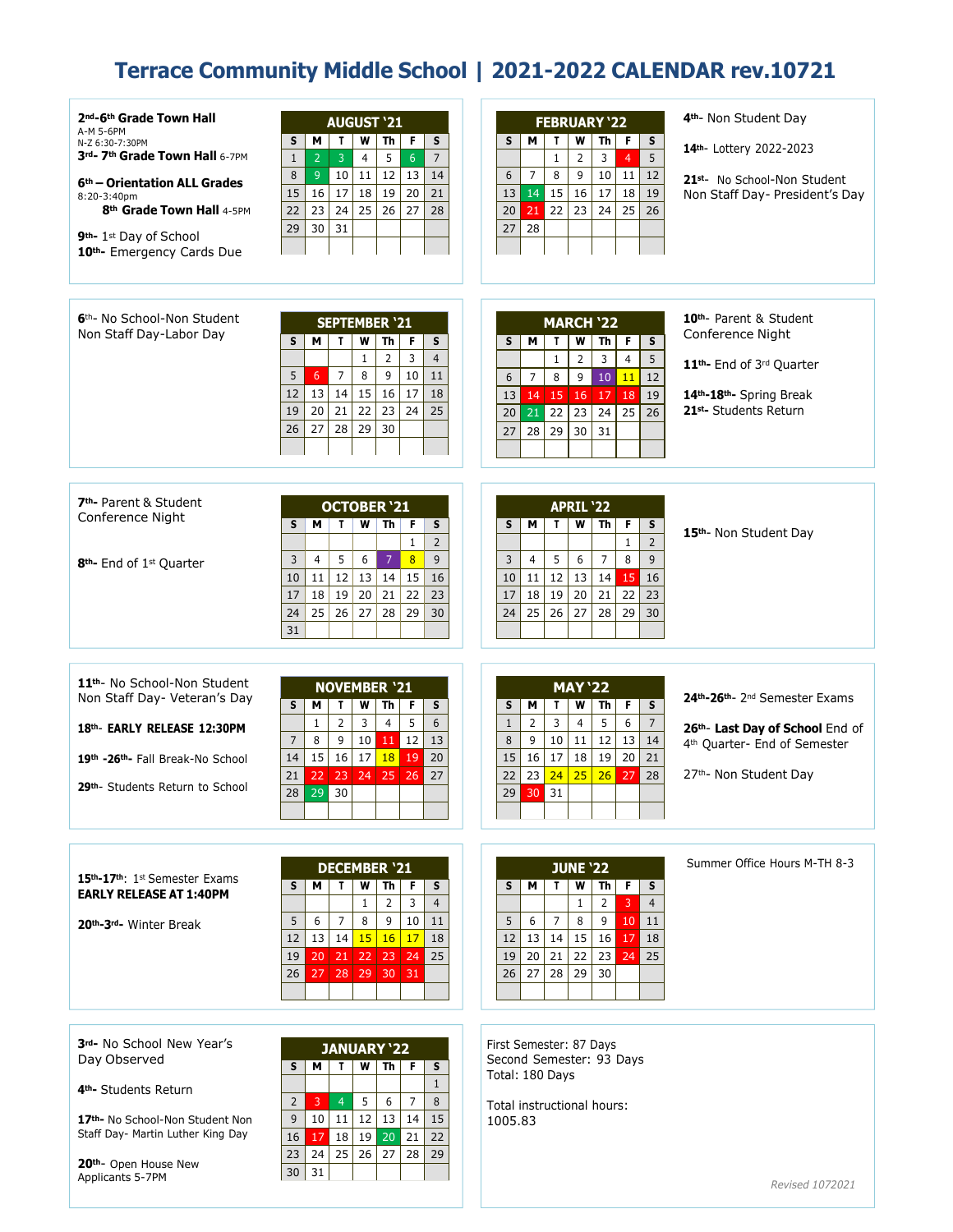# Terrace Community Middle School | 2021-2022 CALENDAR rev.10721

## AUGUST '21

**2nd-6th Grade Town Hall**
A-M 5-6PM
N-Z 6:30-7:30PM
**3rd- 7th Grade Town Hall** 6-7PM

**6th – Orientation ALL Grades**
8:20-3:40pm
**8th Grade Town Hall** 4-5PM

**9th-** 1st Day of School
**10th-** Emergency Cards Due

| S | M | T | W | Th | F | S |
|---|---|---|---|---|---|---|
| 1 | 2 | 3 | 4 | 5 | 6 | 7 |
| 8 | 9 | 10 | 11 | 12 | 13 | 14 |
| 15 | 16 | 17 | 18 | 19 | 20 | 21 |
| 22 | 23 | 24 | 25 | 26 | 27 | 28 |
| 29 | 30 | 31 | | | | |

## FEBRUARY '22

| S | M | T | W | Th | F | S |
|---|---|---|---|---|---|---|
| | | 1 | 2 | 3 | 4 | 5 |
| 6 | 7 | 8 | 9 | 10 | 11 | 12 |
| 13 | 14 | 15 | 16 | 17 | 18 | 19 |
| 20 | 21 | 22 | 23 | 24 | 25 | 26 |
| 27 | 28 | | | | | |

**4th-** Non Student Day

**14th-** Lottery 2022-2023

**21st-** No School-Non Student Non Staff Day- President's Day

## SEPTEMBER '21

**6th-** No School-Non Student Non Staff Day-Labor Day

| S | M | T | W | Th | F | S |
|---|---|---|---|---|---|---|
| | | | 1 | 2 | 3 | 4 |
| 5 | 6 | 7 | 8 | 9 | 10 | 11 |
| 12 | 13 | 14 | 15 | 16 | 17 | 18 |
| 19 | 20 | 21 | 22 | 23 | 24 | 25 |
| 26 | 27 | 28 | 29 | 30 | | |

## MARCH '22

| S | M | T | W | Th | F | S |
|---|---|---|---|---|---|---|
| | | 1 | 2 | 3 | 4 | 5 |
| 6 | 7 | 8 | 9 | 10 | 11 | 12 |
| 13 | 14 | 15 | 16 | 17 | 18 | 19 |
| 20 | 21 | 22 | 23 | 24 | 25 | 26 |
| 27 | 28 | 29 | 30 | 31 | | |

**10th-** Parent & Student Conference Night

**11th-** End of 3rd Quarter

**14th-18th-** Spring Break
**21st-** Students Return

## OCTOBER '21

**7th-** Parent & Student Conference Night

**8th-** End of 1st Quarter

| S | M | T | W | Th | F | S |
|---|---|---|---|---|---|---|
| | | | | | 1 | 2 |
| 3 | 4 | 5 | 6 | 7 | 8 | 9 |
| 10 | 11 | 12 | 13 | 14 | 15 | 16 |
| 17 | 18 | 19 | 20 | 21 | 22 | 23 |
| 24 | 25 | 26 | 27 | 28 | 29 | 30 |
| 31 | | | | | | |

## APRIL '22

| S | M | T | W | Th | F | S |
|---|---|---|---|---|---|---|
| | | | | | 1 | 2 |
| 3 | 4 | 5 | 6 | 7 | 8 | 9 |
| 10 | 11 | 12 | 13 | 14 | 15 | 16 |
| 17 | 18 | 19 | 20 | 21 | 22 | 23 |
| 24 | 25 | 26 | 27 | 28 | 29 | 30 |

**15th-** Non Student Day

## NOVEMBER '21

**11th-** No School-Non Student Non Staff Day- Veteran's Day

**18th- EARLY RELEASE 12:30PM**

**19th -26th-** Fall Break-No School

**29th-** Students Return to School

| S | M | T | W | Th | F | S |
|---|---|---|---|---|---|---|
| | 1 | 2 | 3 | 4 | 5 | 6 |
| 7 | 8 | 9 | 10 | 11 | 12 | 13 |
| 14 | 15 | 16 | 17 | 18 | 19 | 20 |
| 21 | 22 | 23 | 24 | 25 | 26 | 27 |
| 28 | 29 | 30 | | | | |

## MAY '22

| S | M | T | W | Th | F | S |
|---|---|---|---|---|---|---|
| 1 | 2 | 3 | 4 | 5 | 6 | 7 |
| 8 | 9 | 10 | 11 | 12 | 13 | 14 |
| 15 | 16 | 17 | 18 | 19 | 20 | 21 |
| 22 | 23 | 24 | 25 | 26 | 27 | 28 |
| 29 | 30 | 31 | | | | |

**24th-26th-** 2nd Semester Exams

**26th- Last Day of School** End of 4th Quarter- End of Semester

27th- Non Student Day

## DECEMBER '21

**15th-17th:** 1st Semester Exams
**EARLY RELEASE AT 1:40PM**

**20th-3rd-** Winter Break

| S | M | T | W | Th | F | S |
|---|---|---|---|---|---|---|
| | | | 1 | 2 | 3 | 4 |
| 5 | 6 | 7 | 8 | 9 | 10 | 11 |
| 12 | 13 | 14 | 15 | 16 | 17 | 18 |
| 19 | 20 | 21 | 22 | 23 | 24 | 25 |
| 26 | 27 | 28 | 29 | 30 | 31 | |

## JUNE '22

| S | M | T | W | Th | F | S |
|---|---|---|---|---|---|---|
| | | | 1 | 2 | 3 | 4 |
| 5 | 6 | 7 | 8 | 9 | 10 | 11 |
| 12 | 13 | 14 | 15 | 16 | 17 | 18 |
| 19 | 20 | 21 | 22 | 23 | 24 | 25 |
| 26 | 27 | 28 | 29 | 30 | | |

Summer Office Hours M-TH 8-3

## JANUARY '22

**3rd-** No School New Year's Day Observed

**4th-** Students Return

**17th-** No School-Non Student Non Staff Day- Martin Luther King Day

**20th-** Open House New Applicants 5-7PM

| S | M | T | W | Th | F | S |
|---|---|---|---|---|---|---|
| | | | | | | 1 |
| 2 | 3 | 4 | 5 | 6 | 7 | 8 |
| 9 | 10 | 11 | 12 | 13 | 14 | 15 |
| 16 | 17 | 18 | 19 | 20 | 21 | 22 |
| 23 | 24 | 25 | 26 | 27 | 28 | 29 |
| 30 | 31 | | | | | |

First Semester: 87 Days
Second Semester: 93 Days
Total: 180 Days

Total instructional hours:
1005.83

*Revised 1072021*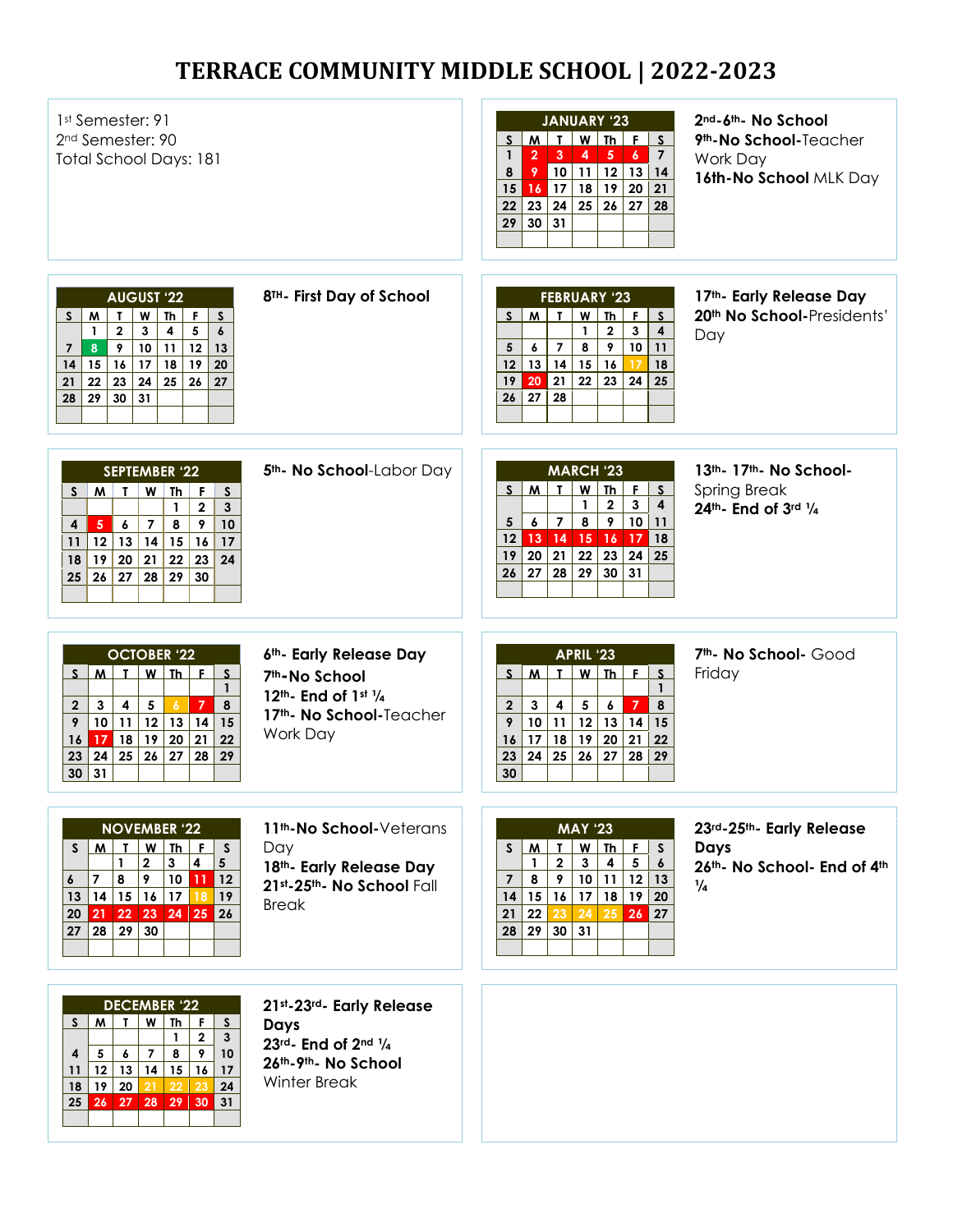# TERRACE COMMUNITY MIDDLE SCHOOL | 2022-2023

1st Semester: 91
2nd Semester: 90
Total School Days: 181

## AUGUST '22

| S | M | T | W | Th | F | S |
|---|---|---|---|---|---|---|
| | 1 | 2 | 3 | 4 | 5 | 6 |
| 7 | 8 | 9 | 10 | 11 | 12 | 13 |
| 14 | 15 | 16 | 17 | 18 | 19 | 20 |
| 21 | 22 | 23 | 24 | 25 | 26 | 27 |
| 28 | 29 | 30 | 31 | | | |

**8TH- First Day of School**

## SEPTEMBER '22

| S | M | T | W | Th | F | S |
|---|---|---|---|---|---|---|
| | | | | 1 | 2 | 3 |
| 4 | 5 | 6 | 7 | 8 | 9 | 10 |
| 11 | 12 | 13 | 14 | 15 | 16 | 17 |
| 18 | 19 | 20 | 21 | 22 | 23 | 24 |
| 25 | 26 | 27 | 28 | 29 | 30 | |

**5th- No School**-Labor Day

## OCTOBER '22

| S | M | T | W | Th | F | S |
|---|---|---|---|---|---|---|
| | | | | | | 1 |
| 2 | 3 | 4 | 5 | 6 | 7 | 8 |
| 9 | 10 | 11 | 12 | 13 | 14 | 15 |
| 16 | 17 | 18 | 19 | 20 | 21 | 22 |
| 23 | 24 | 25 | 26 | 27 | 28 | 29 |
| 30 | 31 | | | | | |

**6th- Early Release Day**
**7th-No School**
**12th- End of 1st ¼**
**17th- No School**-Teacher Work Day

## NOVEMBER '22

| S | M | T | W | Th | F | S |
|---|---|---|---|---|---|---|
| | | 1 | 2 | 3 | 4 | 5 |
| 6 | 7 | 8 | 9 | 10 | 11 | 12 |
| 13 | 14 | 15 | 16 | 17 | 18 | 19 |
| 20 | 21 | 22 | 23 | 24 | 25 | 26 |
| 27 | 28 | 29 | 30 | | | |

**11th-No School**-Veterans Day
**18th- Early Release Day**
**21st-25th- No School** Fall Break

## DECEMBER '22

| S | M | T | W | Th | F | S |
|---|---|---|---|---|---|---|
| | | | | 1 | 2 | 3 |
| 4 | 5 | 6 | 7 | 8 | 9 | 10 |
| 11 | 12 | 13 | 14 | 15 | 16 | 17 |
| 18 | 19 | 20 | 21 | 22 | 23 | 24 |
| 25 | 26 | 27 | 28 | 29 | 30 | 31 |

**21st-23rd- Early Release Days**
**23rd- End of 2nd ¼**
**26th-9th- No School** Winter Break

## JANUARY '23

| S | M | T | W | Th | F | S |
|---|---|---|---|---|---|---|
| 1 | 2 | 3 | 4 | 5 | 6 | 7 |
| 8 | 9 | 10 | 11 | 12 | 13 | 14 |
| 15 | 16 | 17 | 18 | 19 | 20 | 21 |
| 22 | 23 | 24 | 25 | 26 | 27 | 28 |
| 29 | 30 | 31 | | | | |

**2nd-6th- No School**
**9th-No School**-Teacher Work Day
**16th-No School** MLK Day

## FEBRUARY '23

| S | M | T | W | Th | F | S |
|---|---|---|---|---|---|---|
| | | | 1 | 2 | 3 | 4 |
| 5 | 6 | 7 | 8 | 9 | 10 | 11 |
| 12 | 13 | 14 | 15 | 16 | 17 | 18 |
| 19 | 20 | 21 | 22 | 23 | 24 | 25 |
| 26 | 27 | 28 | | | | |

**17th- Early Release Day**
**20th No School**-Presidents' Day

## MARCH '23

| S | M | T | W | Th | F | S |
|---|---|---|---|---|---|---|
| | | | 1 | 2 | 3 | 4 |
| 5 | 6 | 7 | 8 | 9 | 10 | 11 |
| 12 | 13 | 14 | 15 | 16 | 17 | 18 |
| 19 | 20 | 21 | 22 | 23 | 24 | 25 |
| 26 | 27 | 28 | 29 | 30 | 31 | |

**13th- 17th- No School-** Spring Break
**24th- End of 3rd ¼**

## APRIL '23

| S | M | T | W | Th | F | S |
|---|---|---|---|---|---|---|
| | | | | | | 1 |
| 2 | 3 | 4 | 5 | 6 | 7 | 8 |
| 9 | 10 | 11 | 12 | 13 | 14 | 15 |
| 16 | 17 | 18 | 19 | 20 | 21 | 22 |
| 23 | 24 | 25 | 26 | 27 | 28 | 29 |
| 30 | | | | | | |

**7th- No School**- Good Friday

## MAY '23

| S | M | T | W | Th | F | S |
|---|---|---|---|---|---|---|
| | 1 | 2 | 3 | 4 | 5 | 6 |
| 7 | 8 | 9 | 10 | 11 | 12 | 13 |
| 14 | 15 | 16 | 17 | 18 | 19 | 20 |
| 21 | 22 | 23 | 24 | 25 | 26 | 27 |
| 28 | 29 | 30 | 31 | | | |

**23rd-25th- Early Release Days**
**26th- No School- End of 4th ¼**